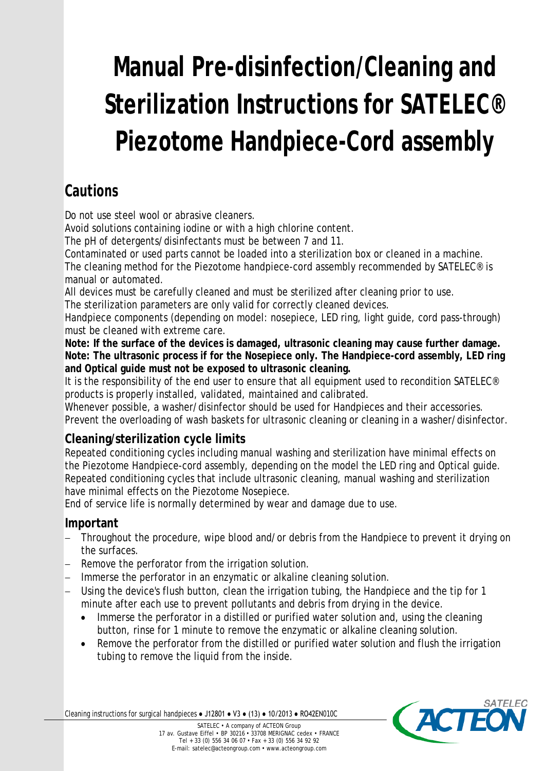# Manual Pre-disinfection/Cleaning and Sterilization Instructions for SATELEC® Piezotome Handpiece-Cord assembly

## Cautions

Do not use steel wool or abrasive cleaners.
Avoid solutions containing iodine or with a high chlorine content.
The pH of detergents/disinfectants must be between 7 and 11.
Contaminated or used parts cannot be loaded into a sterilization box or cleaned in a machine.
The cleaning method for the Piezotome handpiece-cord assembly recommended by SATELEC® is manual or automated.
All devices must be carefully cleaned and must be sterilized after cleaning prior to use.
The sterilization parameters are only valid for correctly cleaned devices.
Handpiece components (depending on model: nosepiece, LED ring, light guide, cord pass-through) must be cleaned with extreme care.
**Note: If the surface of the devices is damaged, ultrasonic cleaning may cause further damage.**
**Note: The ultrasonic process if for the Nosepiece only. The Handpiece-cord assembly, LED ring and Optical guide must not be exposed to ultrasonic cleaning.**
It is the responsibility of the end user to ensure that all equipment used to recondition SATELEC® products is properly installed, validated, maintained and calibrated.
Whenever possible, a washer/disinfector should be used for Handpieces and their accessories.
Prevent the overloading of wash baskets for ultrasonic cleaning or cleaning in a washer/disinfector.

### Cleaning/sterilization cycle limits

Repeated conditioning cycles including manual washing and sterilization have minimal effects on the Piezotome Handpiece-cord assembly, depending on the model the LED ring and Optical guide.
Repeated conditioning cycles that include ultrasonic cleaning, manual washing and sterilization have minimal effects on the Piezotome Nosepiece.
End of service life is normally determined by wear and damage due to use.

### Important

- Throughout the procedure, wipe blood and/or debris from the Handpiece to prevent it drying on the surfaces.
- Remove the perforator from the irrigation solution.
- Immerse the perforator in an enzymatic or alkaline cleaning solution.
- Using the device's flush button, clean the irrigation tubing, the Handpiece and the tip for 1 minute after each use to prevent pollutants and debris from drying in the device.
  - Immerse the perforator in a distilled or purified water solution and, using the cleaning button, rinse for 1 minute to remove the enzymatic or alkaline cleaning solution.
  - Remove the perforator from the distilled or purified water solution and flush the irrigation tubing to remove the liquid from the inside.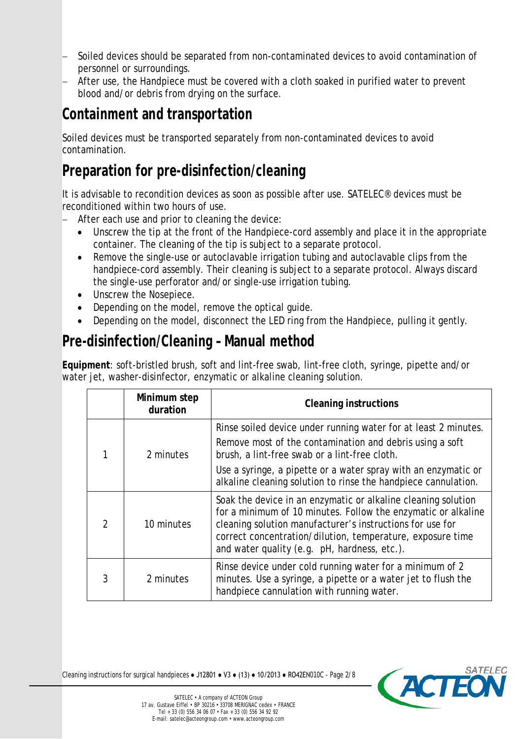- Soiled devices should be separated from non-contaminated devices to avoid contamination of personnel or surroundings.
- After use, the Handpiece must be covered with a cloth soaked in purified water to prevent blood and/or debris from drying on the surface.

## Containment and transportation

Soiled devices must be transported separately from non-contaminated devices to avoid contamination.

## Preparation for pre-disinfection/cleaning

It is advisable to recondition devices as soon as possible after use. SATELEC® devices must be reconditioned within two hours of use.

- After each use and prior to cleaning the device:
  - Unscrew the tip at the front of the Handpiece-cord assembly and place it in the appropriate container. The cleaning of the tip is subject to a separate protocol.
  - Remove the single-use or autoclavable irrigation tubing and autoclavable clips from the handpiece-cord assembly. Their cleaning is subject to a separate protocol. Always discard the single-use perforator and/or single-use irrigation tubing.
  - Unscrew the Nosepiece.
  - Depending on the model, remove the optical guide.
  - Depending on the model, disconnect the LED ring from the Handpiece, pulling it gently.

## Pre-disinfection/Cleaning – Manual method

**Equipment**: soft-bristled brush, soft and lint-free swab, lint-free cloth, syringe, pipette and/or water jet, washer-disinfector, enzymatic or alkaline cleaning solution.

| | Minimum step duration | Cleaning instructions |
|---|---|---|
| 1 | 2 minutes | Rinse soiled device under running water for at least 2 minutes. Remove most of the contamination and debris using a soft brush, a lint-free swab or a lint-free cloth. Use a syringe, a pipette or a water spray with an enzymatic or alkaline cleaning solution to rinse the handpiece cannulation. |
| 2 | 10 minutes | Soak the device in an enzymatic or alkaline cleaning solution for a minimum of 10 minutes. Follow the enzymatic or alkaline cleaning solution manufacturer's instructions for use for correct concentration/dilution, temperature, exposure time and water quality (e.g. pH, hardness, etc.). |
| 3 | 2 minutes | Rinse device under cold running water for a minimum of 2 minutes. Use a syringe, a pipette or a water jet to flush the handpiece cannulation with running water. |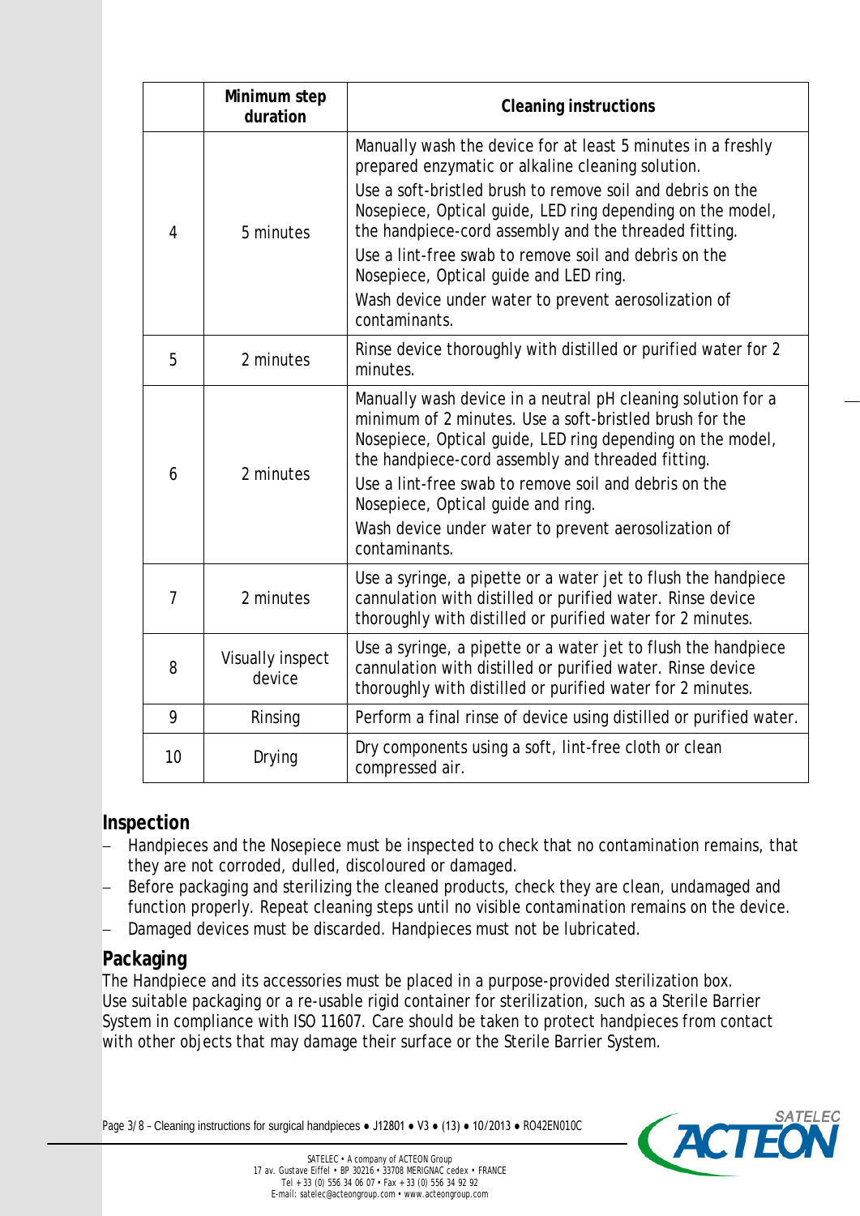| | Minimum step duration | Cleaning instructions |
|---|---|---|
| 4 | 5 minutes | Manually wash the device for at least 5 minutes in a freshly prepared enzymatic or alkaline cleaning solution.<br>Use a soft-bristled brush to remove soil and debris on the Nosepiece, Optical guide, LED ring depending on the model, the handpiece-cord assembly and the threaded fitting.<br>Use a lint-free swab to remove soil and debris on the Nosepiece, Optical guide and LED ring.<br>Wash device under water to prevent aerosolization of contaminants. |
| 5 | 2 minutes | Rinse device thoroughly with distilled or purified water for 2 minutes. |
| 6 | 2 minutes | Manually wash device in a neutral pH cleaning solution for a minimum of 2 minutes. Use a soft-bristled brush for the Nosepiece, Optical guide, LED ring depending on the model, the handpiece-cord assembly and threaded fitting.<br>Use a lint-free swab to remove soil and debris on the Nosepiece, Optical guide and ring.<br>Wash device under water to prevent aerosolization of contaminants. |
| 7 | 2 minutes | Use a syringe, a pipette or a water jet to flush the handpiece cannulation with distilled or purified water. Rinse device thoroughly with distilled or purified water for 2 minutes. |
| 8 | Visually inspect device | Use a syringe, a pipette or a water jet to flush the handpiece cannulation with distilled or purified water. Rinse device thoroughly with distilled or purified water for 2 minutes. |
| 9 | Rinsing | Perform a final rinse of device using distilled or purified water. |
| 10 | Drying | Dry components using a soft, lint-free cloth or clean compressed air. |

## Inspection

- Handpieces and the Nosepiece must be inspected to check that no contamination remains, that they are not corroded, dulled, discoloured or damaged.
- Before packaging and sterilizing the cleaned products, check they are clean, undamaged and function properly. Repeat cleaning steps until no visible contamination remains on the device.
- Damaged devices must be discarded. Handpieces must not be lubricated.

## Packaging

The Handpiece and its accessories must be placed in a purpose-provided sterilization box.
Use suitable packaging or a re-usable rigid container for sterilization, such as a Sterile Barrier System in compliance with ISO 11607. Care should be taken to protect handpieces from contact with other objects that may damage their surface or the Sterile Barrier System.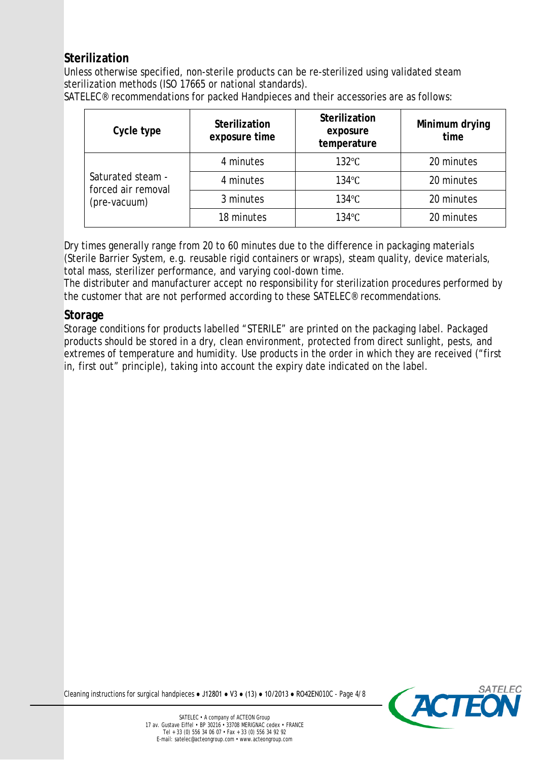## Sterilization

Unless otherwise specified, non-sterile products can be re-sterilized using validated steam sterilization methods (ISO 17665 or national standards).

SATELEC® recommendations for packed Handpieces and their accessories are as follows:

| Cycle type | Sterilization exposure time | Sterilization exposure temperature | Minimum drying time |
|---|---|---|---|
| Saturated steam - forced air removal (pre-vacuum) | 4 minutes | 132°C | 20 minutes |
| | 4 minutes | 134°C | 20 minutes |
| | 3 minutes | 134°C | 20 minutes |
| | 18 minutes | 134°C | 20 minutes |

Dry times generally range from 20 to 60 minutes due to the difference in packaging materials (Sterile Barrier System, e.g. reusable rigid containers or wraps), steam quality, device materials, total mass, sterilizer performance, and varying cool-down time.

The distributer and manufacturer accept no responsibility for sterilization procedures performed by the customer that are not performed according to these SATELEC® recommendations.

## Storage

Storage conditions for products labelled "STERILE" are printed on the packaging label. Packaged products should be stored in a dry, clean environment, protected from direct sunlight, pests, and extremes of temperature and humidity. Use products in the order in which they are received ("first in, first out" principle), taking into account the expiry date indicated on the label.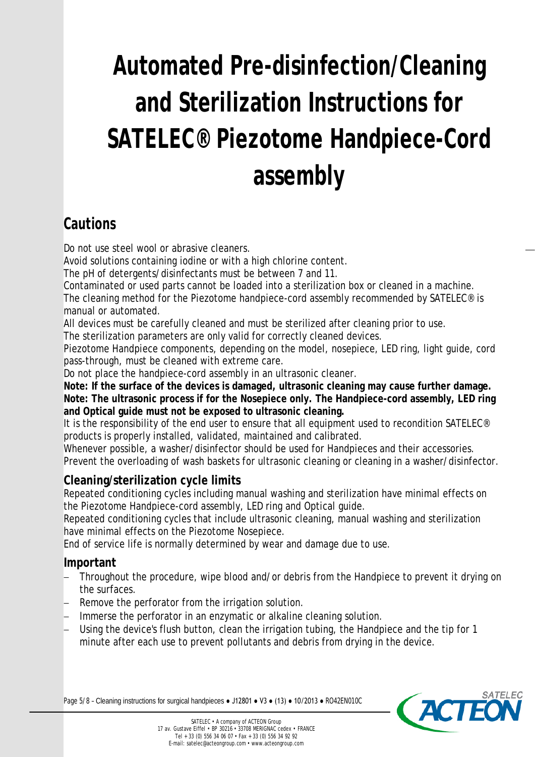# Automated Pre-disinfection/Cleaning and Sterilization Instructions for SATELEC® Piezotome Handpiece-Cord assembly

## Cautions

Do not use steel wool or abrasive cleaners.
Avoid solutions containing iodine or with a high chlorine content.
The pH of detergents/disinfectants must be between 7 and 11.
Contaminated or used parts cannot be loaded into a sterilization box or cleaned in a machine.
The cleaning method for the Piezotome handpiece-cord assembly recommended by SATELEC® is manual or automated.
All devices must be carefully cleaned and must be sterilized after cleaning prior to use.
The sterilization parameters are only valid for correctly cleaned devices.
Piezotome Handpiece components, depending on the model, nosepiece, LED ring, light guide, cord pass-through, must be cleaned with extreme care.
Do not place the handpiece-cord assembly in an ultrasonic cleaner.
**Note: If the surface of the devices is damaged, ultrasonic cleaning may cause further damage.**
**Note: The ultrasonic process if for the Nosepiece only. The Handpiece-cord assembly, LED ring and Optical guide must not be exposed to ultrasonic cleaning.**
It is the responsibility of the end user to ensure that all equipment used to recondition SATELEC® products is properly installed, validated, maintained and calibrated.
Whenever possible, a washer/disinfector should be used for Handpieces and their accessories.
Prevent the overloading of wash baskets for ultrasonic cleaning or cleaning in a washer/disinfector.

### Cleaning/sterilization cycle limits

Repeated conditioning cycles including manual washing and sterilization have minimal effects on the Piezotome Handpiece-cord assembly, LED ring and Optical guide.
Repeated conditioning cycles that include ultrasonic cleaning, manual washing and sterilization have minimal effects on the Piezotome Nosepiece.
End of service life is normally determined by wear and damage due to use.

### Important

- Throughout the procedure, wipe blood and/or debris from the Handpiece to prevent it drying on the surfaces.
- Remove the perforator from the irrigation solution.
- Immerse the perforator in an enzymatic or alkaline cleaning solution.
- Using the device's flush button, clean the irrigation tubing, the Handpiece and the tip for 1 minute after each use to prevent pollutants and debris from drying in the device.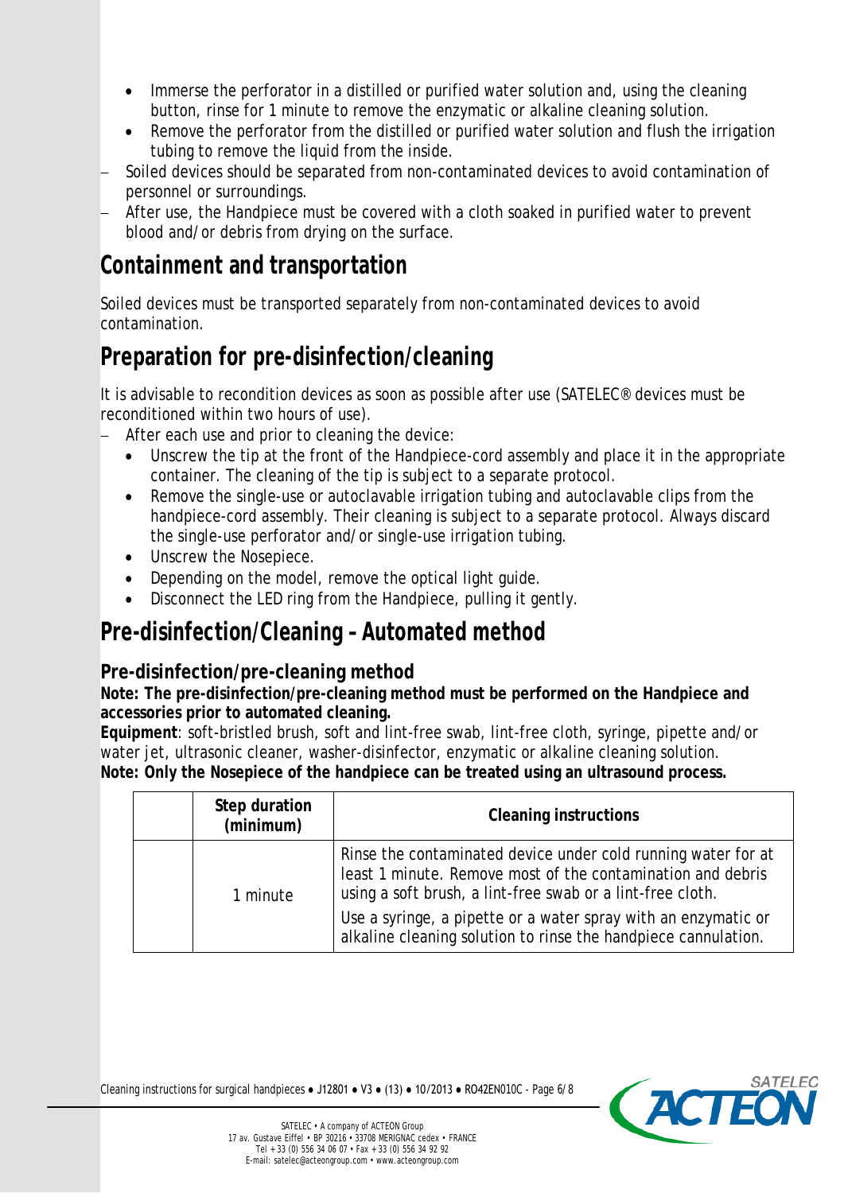- Immerse the perforator in a distilled or purified water solution and, using the cleaning button, rinse for 1 minute to remove the enzymatic or alkaline cleaning solution.
- Remove the perforator from the distilled or purified water solution and flush the irrigation tubing to remove the liquid from the inside.

– Soiled devices should be separated from non-contaminated devices to avoid contamination of personnel or surroundings.

– After use, the Handpiece must be covered with a cloth soaked in purified water to prevent blood and/or debris from drying on the surface.

## Containment and transportation

Soiled devices must be transported separately from non-contaminated devices to avoid contamination.

## Preparation for pre-disinfection/cleaning

It is advisable to recondition devices as soon as possible after use (SATELEC® devices must be reconditioned within two hours of use).

– After each use and prior to cleaning the device:
  - Unscrew the tip at the front of the Handpiece-cord assembly and place it in the appropriate container. The cleaning of the tip is subject to a separate protocol.
  - Remove the single-use or autoclavable irrigation tubing and autoclavable clips from the handpiece-cord assembly. Their cleaning is subject to a separate protocol. Always discard the single-use perforator and/or single-use irrigation tubing.
  - Unscrew the Nosepiece.
  - Depending on the model, remove the optical light guide.
  - Disconnect the LED ring from the Handpiece, pulling it gently.

## Pre-disinfection/Cleaning – Automated method

### Pre-disinfection/pre-cleaning method

**Note: The pre-disinfection/pre-cleaning method must be performed on the Handpiece and accessories prior to automated cleaning.**

**Equipment**: soft-bristled brush, soft and lint-free swab, lint-free cloth, syringe, pipette and/or water jet, ultrasonic cleaner, washer-disinfector, enzymatic or alkaline cleaning solution.

**Note: Only the Nosepiece of the handpiece can be treated using an ultrasound process.**

| | Step duration (minimum) | Cleaning instructions |
|---|---|---|
| | 1 minute | Rinse the contaminated device under cold running water for at least 1 minute. Remove most of the contamination and debris using a soft brush, a lint-free swab or a lint-free cloth.<br>Use a syringe, a pipette or a water spray with an enzymatic or alkaline cleaning solution to rinse the handpiece cannulation. |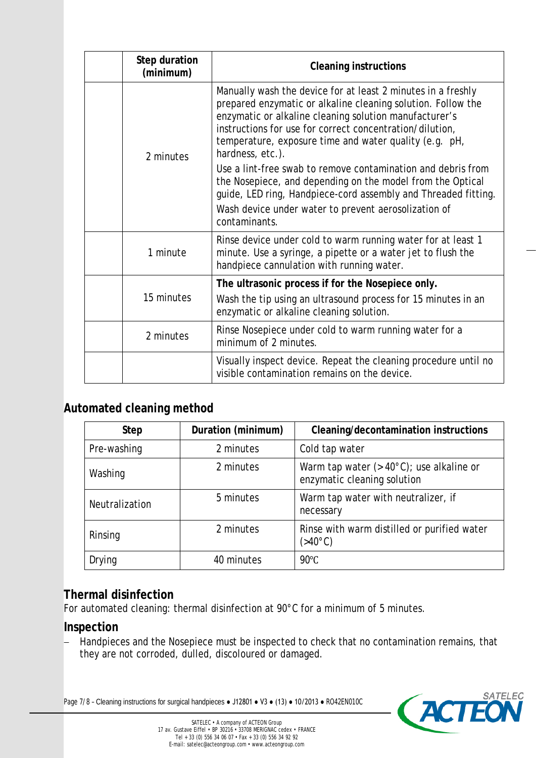| | Step duration (minimum) | Cleaning instructions |
|---|---|---|
| | 2 minutes | Manually wash the device for at least 2 minutes in a freshly prepared enzymatic or alkaline cleaning solution. Follow the enzymatic or alkaline cleaning solution manufacturer's instructions for use for correct concentration/dilution, temperature, exposure time and water quality (e.g. pH, hardness, etc.). Use a lint-free swab to remove contamination and debris from the Nosepiece, and depending on the model from the Optical guide, LED ring, Handpiece-cord assembly and Threaded fitting. Wash device under water to prevent aerosolization of contaminants. |
| | 1 minute | Rinse device under cold to warm running water for at least 1 minute. Use a syringe, a pipette or a water jet to flush the handpiece cannulation with running water. |
| | 15 minutes | **The ultrasonic process if for the Nosepiece only.** Wash the tip using an ultrasound process for 15 minutes in an enzymatic or alkaline cleaning solution. |
| | 2 minutes | Rinse Nosepiece under cold to warm running water for a minimum of 2 minutes. |
| | | Visually inspect device. Repeat the cleaning procedure until no visible contamination remains on the device. |

## Automated cleaning method

| Step | Duration (minimum) | Cleaning/decontamination instructions |
|---|---|---|
| Pre-washing | 2 minutes | Cold tap water |
| Washing | 2 minutes | Warm tap water (> 40°C); use alkaline or enzymatic cleaning solution |
| Neutralization | 5 minutes | Warm tap water with neutralizer, if necessary |
| Rinsing | 2 minutes | Rinse with warm distilled or purified water (>40°C) |
| Drying | 40 minutes | 90°C |

## Thermal disinfection

For automated cleaning: thermal disinfection at 90°C for a minimum of 5 minutes.

## Inspection

- Handpieces and the Nosepiece must be inspected to check that no contamination remains, that they are not corroded, dulled, discoloured or damaged.

SATELEC • A company of ACTEON Group
17 av. Gustave Eiffel • BP 30216 • 33708 MERIGNAC cedex • FRANCE
Tel + 33 (0) 556 34 06 07 • Fax + 33 (0) 556 34 92 92
E-mail: satelec@acteongroup.com • www.acteongroup.com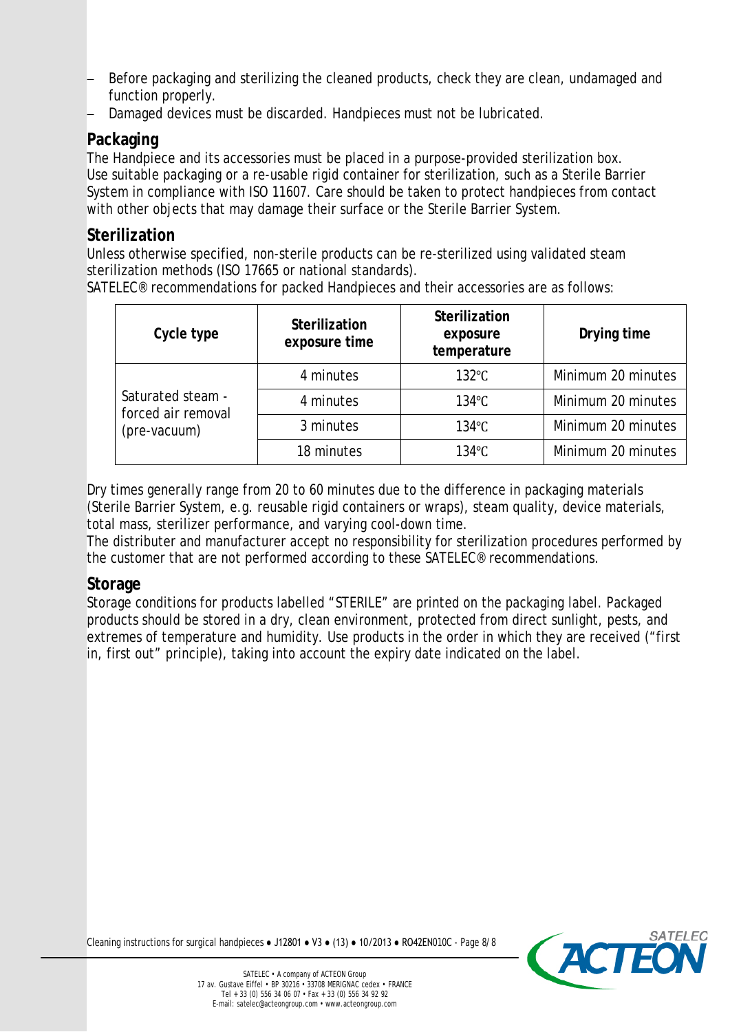- Before packaging and sterilizing the cleaned products, check they are clean, undamaged and function properly.
- Damaged devices must be discarded. Handpieces must not be lubricated.

## Packaging

The Handpiece and its accessories must be placed in a purpose-provided sterilization box. Use suitable packaging or a re-usable rigid container for sterilization, such as a Sterile Barrier System in compliance with ISO 11607. Care should be taken to protect handpieces from contact with other objects that may damage their surface or the Sterile Barrier System.

## Sterilization

Unless otherwise specified, non-sterile products can be re-sterilized using validated steam sterilization methods (ISO 17665 or national standards).
SATELEC® recommendations for packed Handpieces and their accessories are as follows:

| Cycle type | Sterilization exposure time | Sterilization exposure temperature | Drying time |
|---|---|---|---|
| Saturated steam - forced air removal (pre-vacuum) | 4 minutes | 132°C | Minimum 20 minutes |
| | 4 minutes | 134°C | Minimum 20 minutes |
| | 3 minutes | 134°C | Minimum 20 minutes |
| | 18 minutes | 134°C | Minimum 20 minutes |

Dry times generally range from 20 to 60 minutes due to the difference in packaging materials (Sterile Barrier System, e.g. reusable rigid containers or wraps), steam quality, device materials, total mass, sterilizer performance, and varying cool-down time.
The distributer and manufacturer accept no responsibility for sterilization procedures performed by the customer that are not performed according to these SATELEC® recommendations.

## Storage

Storage conditions for products labelled "STERILE" are printed on the packaging label. Packaged products should be stored in a dry, clean environment, protected from direct sunlight, pests, and extremes of temperature and humidity. Use products in the order in which they are received ("first in, first out" principle), taking into account the expiry date indicated on the label.

SATELEC • A company of ACTEON Group
17 av. Gustave Eiffel • BP 30216 • 33708 MERIGNAC cedex • FRANCE
Tel +33 (0) 556 34 06 07 • Fax +33 (0) 556 34 92 92
E-mail: satelec@acteongroup.com • www.acteongroup.com